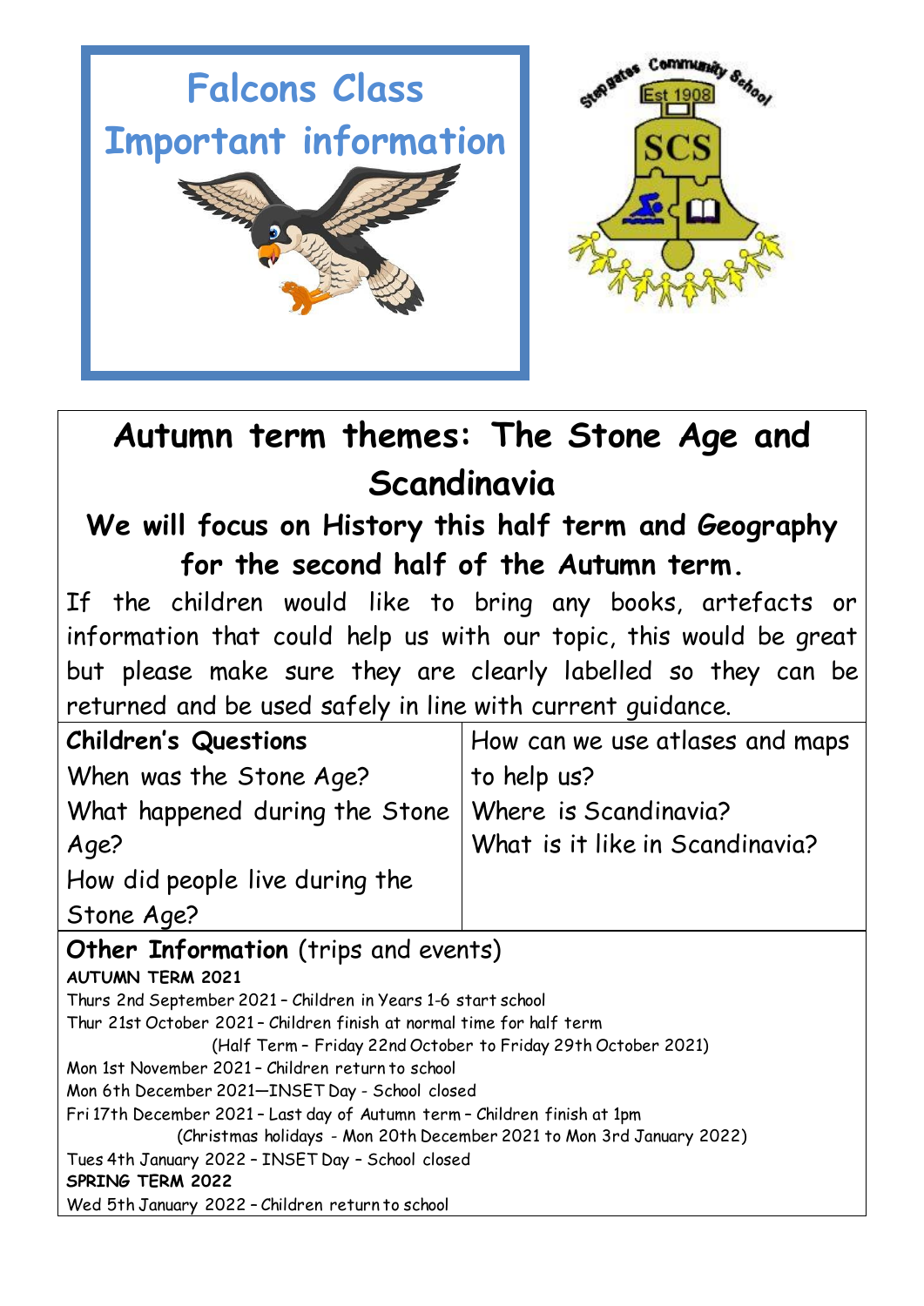# Falcons Class

# Important information

Stepgates Community School — Est 1908 — SCS

## Autumn term themes: The Stone Age and Scandinavia

### We will focus on History this half term and Geography for the second half of the Autumn term.

If the children would like to bring any books, artefacts or information that could help us with our topic, this would be great but please make sure they are clearly labelled so they can be returned and be used safely in line with current guidance.

| **Children's Questions** | How can we use atlases and maps to help us? |
|---|---|
| When was the Stone Age? | Where is Scandinavia? |
| What happened during the Stone Age? | What is it like in Scandinavia? |
| How did people live during the Stone Age? | |

**Other Information** (trips and events)

**AUTUMN TERM 2021**

Thurs 2nd September 2021 – Children in Years 1-6 start school

Thur 21st October 2021 – Children finish at normal time for half term

(Half Term – Friday 22nd October to Friday 29th October 2021)

Mon 1st November 2021 – Children return to school

Mon 6th December 2021—INSET Day - School closed

Fri 17th December 2021 – Last day of Autumn term – Children finish at 1pm

(Christmas holidays - Mon 20th December 2021 to Mon 3rd January 2022)

Tues 4th January 2022 – INSET Day – School closed

**SPRING TERM 2022**

Wed 5th January 2022 – Children return to school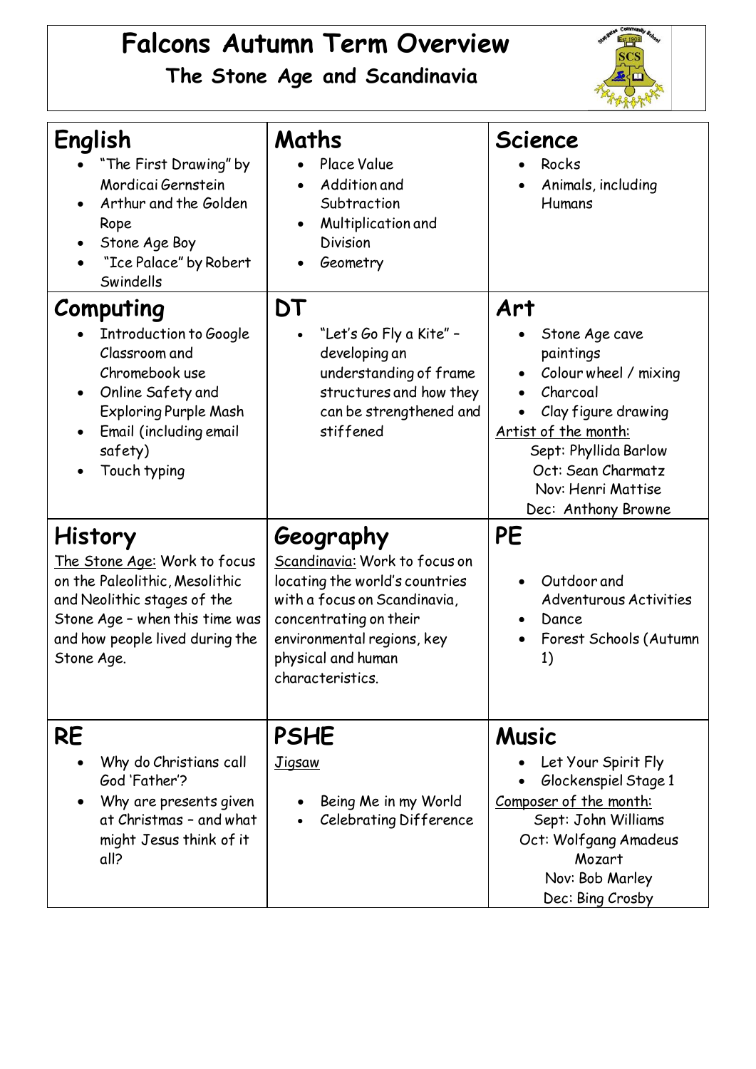# Falcons Autumn Term Overview

## The Stone Age and Scandinavia

## English

- "The First Drawing" by Mordicai Gernstein
- Arthur and the Golden Rope
- Stone Age Boy
- "Ice Palace" by Robert Swindells

## Maths

- Place Value
- Addition and Subtraction
- Multiplication and Division
- Geometry

## Science

- Rocks
- Animals, including Humans

## Computing

- Introduction to Google Classroom and Chromebook use
- Online Safety and Exploring Purple Mash
- Email (including email safety)
- Touch typing

## DT

- "Let's Go Fly a Kite" – developing an understanding of frame structures and how they can be strengthened and stiffened

## Art

- Stone Age cave paintings
- Colour wheel / mixing
- Charcoal
- Clay figure drawing

Artist of the month:

Sept: Phyllida Barlow
Oct: Sean Charmatz
Nov: Henri Mattise
Dec: Anthony Browne

## History

The Stone Age: Work to focus on the Paleolithic, Mesolithic and Neolithic stages of the Stone Age – when this time was and how people lived during the Stone Age.

## Geography

Scandinavia: Work to focus on locating the world's countries with a focus on Scandinavia, concentrating on their environmental regions, key physical and human characteristics.

## PE

- Outdoor and Adventurous Activities
- Dance
- Forest Schools (Autumn 1)

## RE

- Why do Christians call God 'Father'?
- Why are presents given at Christmas – and what might Jesus think of it all?

## PSHE

Jigsaw

- Being Me in my World
- Celebrating Difference

## Music

- Let Your Spirit Fly
- Glockenspiel Stage 1

Composer of the month:

Sept: John Williams
Oct: Wolfgang Amadeus Mozart
Nov: Bob Marley
Dec: Bing Crosby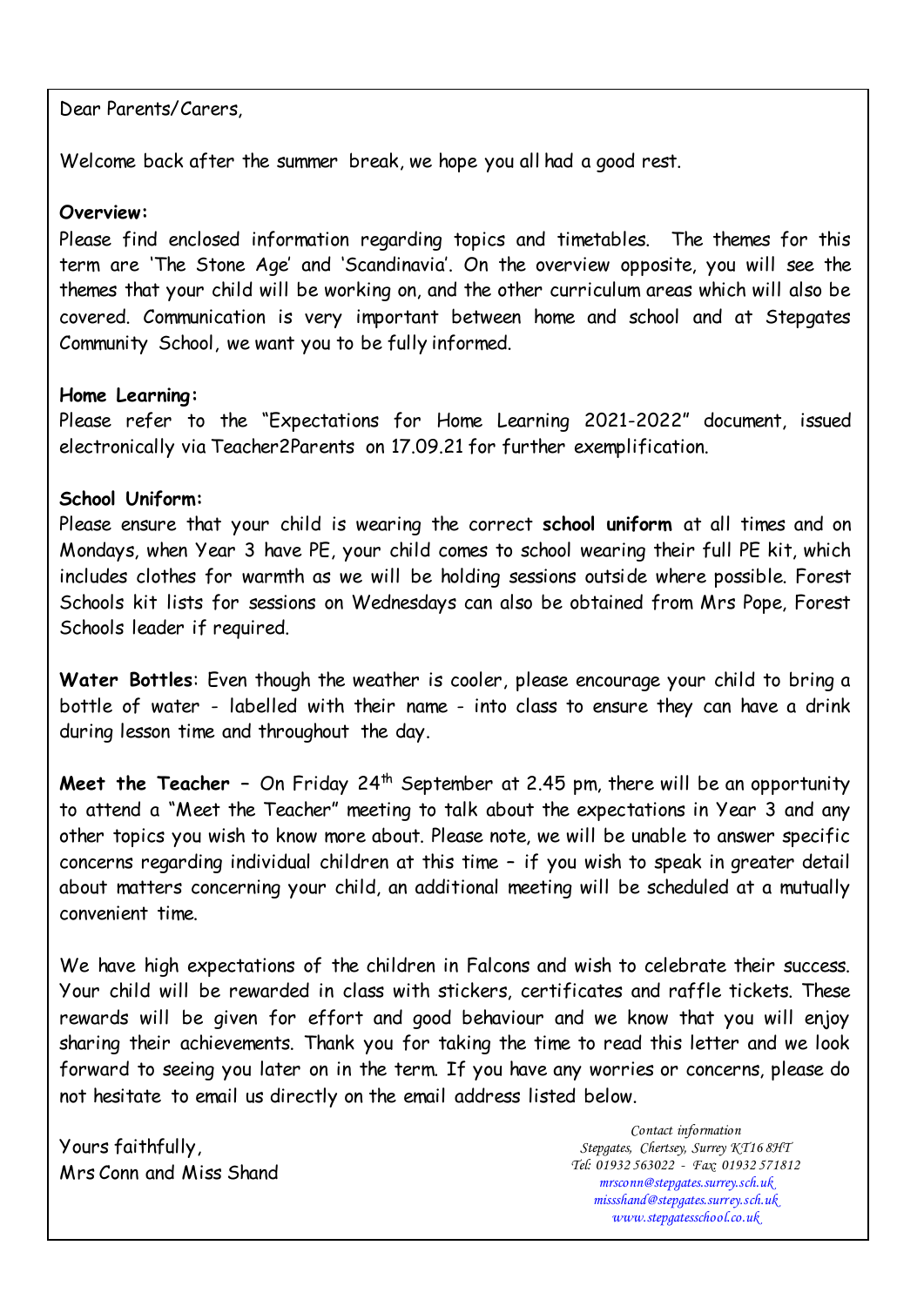Dear Parents/Carers,

Welcome back after the summer break, we hope you all had a good rest.

**Overview:**

Please find enclosed information regarding topics and timetables. The themes for this term are 'The Stone Age' and 'Scandinavia'. On the overview opposite, you will see the themes that your child will be working on, and the other curriculum areas which will also be covered. Communication is very important between home and school and at Stepgates Community School, we want you to be fully informed.

**Home Learning:**

Please refer to the "Expectations for Home Learning 2021-2022" document, issued electronically via Teacher2Parents on 17.09.21 for further exemplification.

**School Uniform:**

Please ensure that your child is wearing the correct **school uniform** at all times and on Mondays, when Year 3 have PE, your child comes to school wearing their full PE kit, which includes clothes for warmth as we will be holding sessions outside where possible. Forest Schools kit lists for sessions on Wednesdays can also be obtained from Mrs Pope, Forest Schools leader if required.

**Water Bottles**: Even though the weather is cooler, please encourage your child to bring a bottle of water - labelled with their name - into class to ensure they can have a drink during lesson time and throughout the day.

**Meet the Teacher** – On Friday 24th September at 2.45 pm, there will be an opportunity to attend a "Meet the Teacher" meeting to talk about the expectations in Year 3 and any other topics you wish to know more about. Please note, we will be unable to answer specific concerns regarding individual children at this time – if you wish to speak in greater detail about matters concerning your child, an additional meeting will be scheduled at a mutually convenient time.

We have high expectations of the children in Falcons and wish to celebrate their success. Your child will be rewarded in class with stickers, certificates and raffle tickets. These rewards will be given for effort and good behaviour and we know that you will enjoy sharing their achievements. Thank you for taking the time to read this letter and we look forward to seeing you later on in the term. If you have any worries or concerns, please do not hesitate to email us directly on the email address listed below.

Yours faithfully,
Mrs Conn and Miss Shand

*Contact information*
*Stepgates, Chertsey, Surrey KT16 8HT*
*Tel: 01932 563022 - Fax: 01932 571812*
*mrsconn@stepgates.surrey.sch.uk*
*missshand@stepgates.surrey.sch.uk*
*www.stepgatesschool.co.uk*